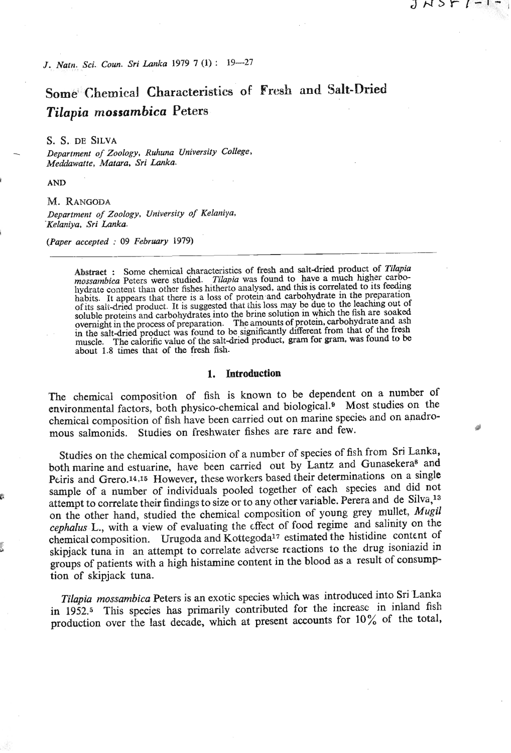# Some Chemical Characteristics of Fresh and Salt-Dried *Tilapia mossambica* Peters

S. S. DE SILVA

*Department of Zoology, Ruhuna University College, Meddawatte, Matara, Sri Lanka.*

AND

M. RANGODA

*Department of Zoology, University of Kelaniya, Kelaniya, Sri Lanka.*

(*Paper accepted : 09 February 1979*)

**Abstract** : Some chemical characteristics of fresh and salt-dried product of *Tilapia mossambica* Peters were studied. *Tilapia* was found to have a much higher carbohydrate content than other fishes hitherto analysed, and this is correlated to its feeding habits. It appears that there is a loss of protein and carbohydrate in the preparation of its salt-dried product. It is suggested that this loss may be due to the leaching out of soluble proteins and carbohydrates into the brine solution in which the fish are soaked overnight in the process of preparation. The amounts of protein, carbohydrate and ash in the salt-dried product was found to be significantly different from that of the fresh muscle. The calorific value of the salt-dried product, gram for gram, was found to be about 1.8 times that of the fresh fish.

## 1. Introduction

The chemical composition of fish is known to be dependent on a number of environmental factors, both physico-chemical and biological.[9] Most studies on the chemical composition of fish have been carried out on marine species and on anadromous salmonids. Studies on freshwater fishes are rare and few.

Studies on the chemical composition of a number of species of fish from Sri Lanka, both marine and estuarine, have been carried out by Lantz and Gunasekera[8] and Peiris and Grero.[14,15] However, these workers based their determinations on a single sample of a number of individuals pooled together of each species and did not attempt to correlate their findings to size or to any other variable. Perera and de Silva,[13] on the other hand, studied the chemical composition of young grey mullet, *Mugil cephalus* L., with a view of evaluating the effect of food regime and salinity on the chemical composition. Urugoda and Kottegoda[17] estimated the histidine content of skipjack tuna in an attempt to correlate adverse reactions to the drug isoniazid in groups of patients with a high histamine content in the blood as a result of consumption of skipjack tuna.

*Tilapia mossambica* Peters is an exotic species which was introduced into Sri Lanka in 1952.[5] This species has primarily contributed for the increase in inland fish production over the last decade, which at present accounts for 10% of the total,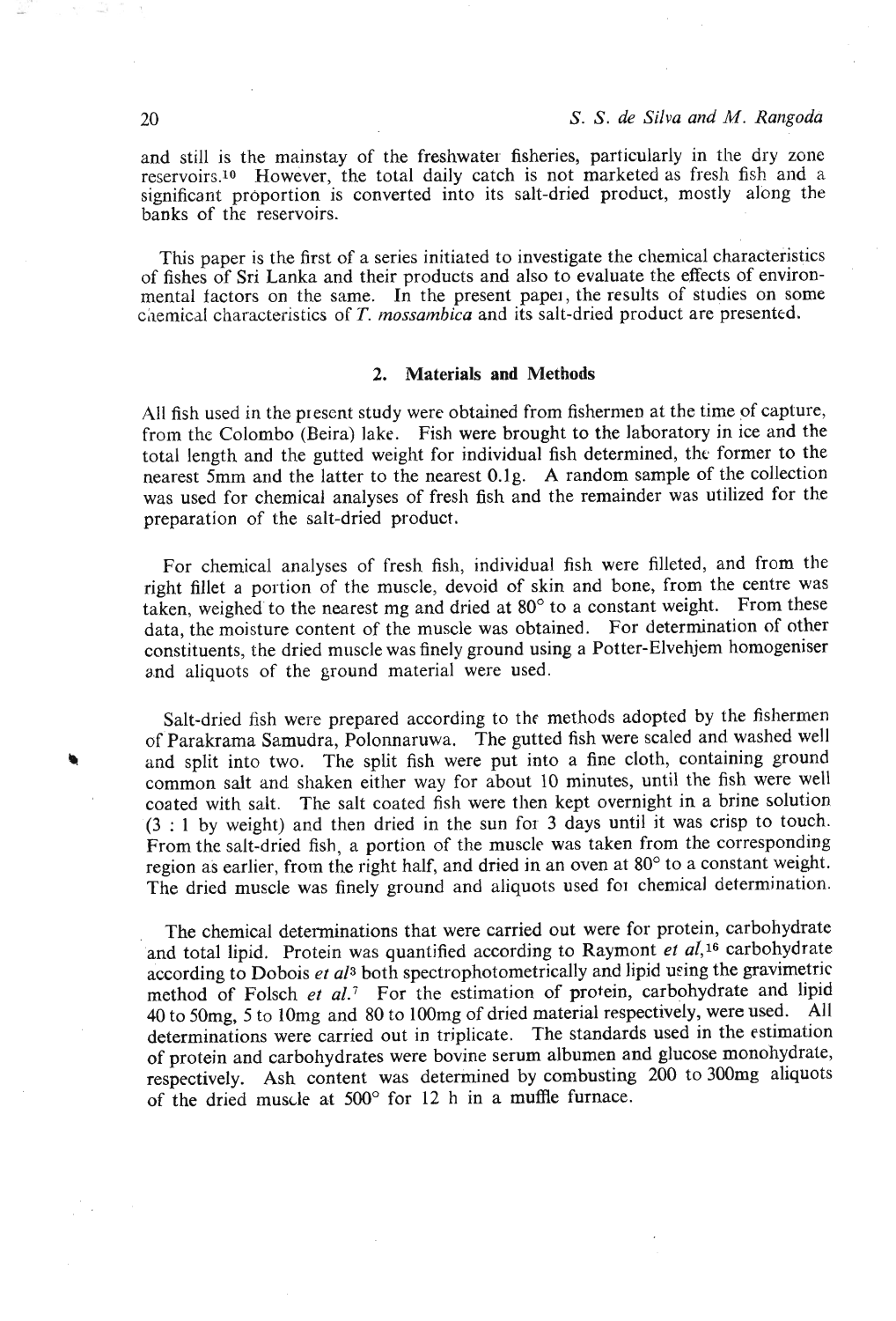and still is the mainstay of the freshwater fisheries, particularly in the dry zone reservoirs.[10] However, the total daily catch is not marketed as fresh fish and a significant proportion is converted into its salt-dried product, mostly along the banks of the reservoirs.

This paper is the first of a series initiated to investigate the chemical characteristics of fishes of Sri Lanka and their products and also to evaluate the effects of environmental factors on the same. In the present paper, the results of studies on some chemical characteristics of *T. mossambica* and its salt-dried product are presented.

## 2. Materials and Methods

All fish used in the present study were obtained from fishermen at the time of capture, from the Colombo (Beira) lake. Fish were brought to the laboratory in ice and the total length and the gutted weight for individual fish determined, the former to the nearest 5mm and the latter to the nearest 0.1g. A random sample of the collection was used for chemical analyses of fresh fish and the remainder was utilized for the preparation of the salt-dried product.

For chemical analyses of fresh fish, individual fish were filleted, and from the right fillet a portion of the muscle, devoid of skin and bone, from the centre was taken, weighed to the nearest mg and dried at 80° to a constant weight. From these data, the moisture content of the muscle was obtained. For determination of other constituents, the dried muscle was finely ground using a Potter-Elvehjem homogeniser and aliquots of the ground material were used.

Salt-dried fish were prepared according to the methods adopted by the fishermen of Parakrama Samudra, Polonnaruwa. The gutted fish were scaled and washed well and split into two. The split fish were put into a fine cloth, containing ground common salt and shaken either way for about 10 minutes, until the fish were well coated with salt. The salt coated fish were then kept overnight in a brine solution (3 : 1 by weight) and then dried in the sun for 3 days until it was crisp to touch. From the salt-dried fish, a portion of the muscle was taken from the corresponding region as earlier, from the right half, and dried in an oven at 80° to a constant weight. The dried muscle was finely ground and aliquots used for chemical determination.

The chemical determinations that were carried out were for protein, carbohydrate and total lipid. Protein was quantified according to Raymont *et al*,[16] carbohydrate according to Dobois *et al*[3] both spectrophotometrically and lipid using the gravimetric method of Folsch *et al*.[7] For the estimation of protein, carbohydrate and lipid 40 to 50mg, 5 to 10mg and 80 to 100mg of dried material respectively, were used. All determinations were carried out in triplicate. The standards used in the estimation of protein and carbohydrates were bovine serum albumen and glucose monohydrate, respectively. Ash content was determined by combusting 200 to 300mg aliquots of the dried muscle at 500° for 12 h in a muffle furnace.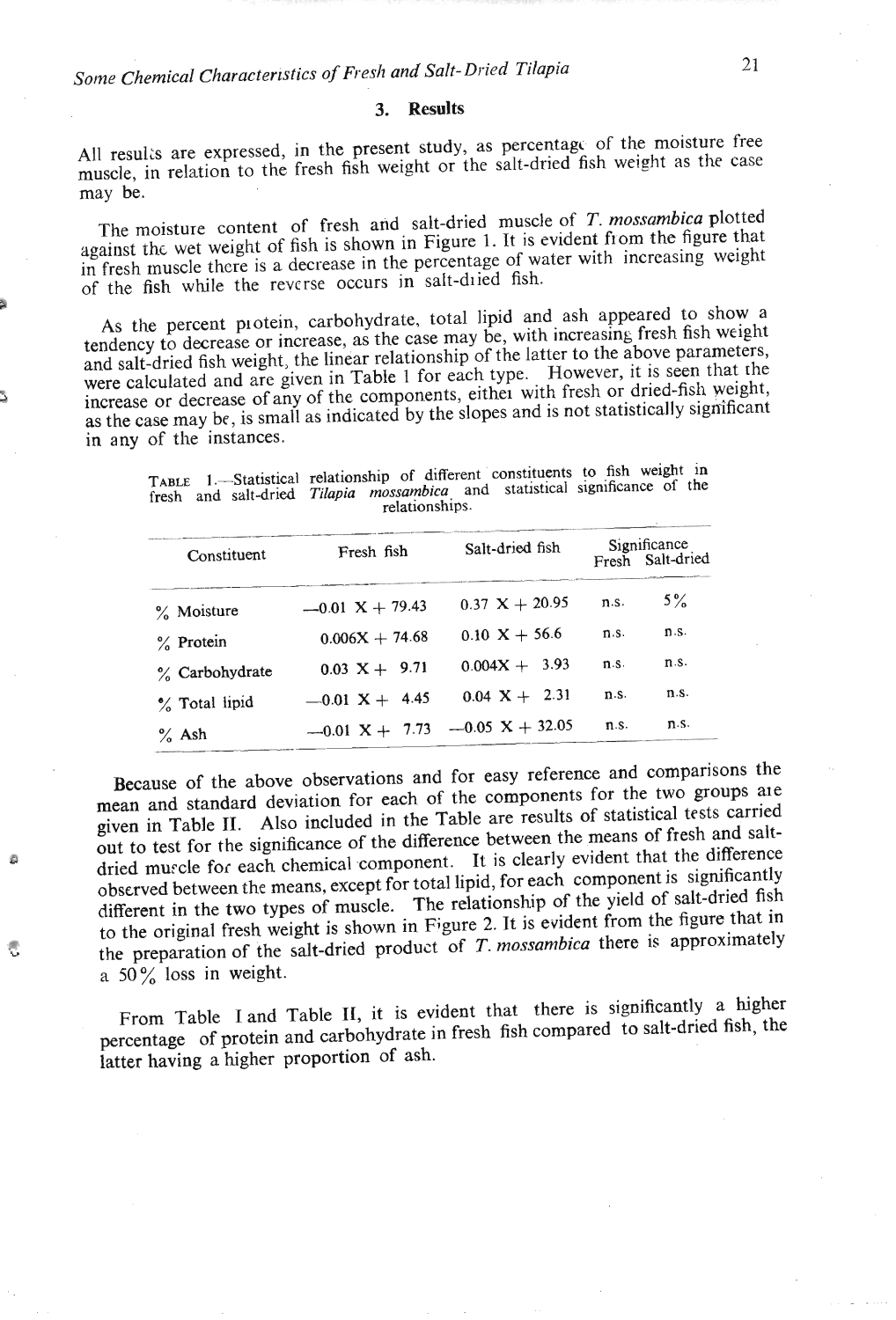## 3. Results

All results are expressed, in the present study, as percentage of the moisture free muscle, in relation to the fresh fish weight or the salt-dried fish weight as the case may be.

The moisture content of fresh and salt-dried muscle of *T. mossambica* plotted against the wet weight of fish is shown in Figure 1. It is evident from the figure that in fresh muscle there is a decrease in the percentage of water with increasing weight of the fish while the reverse occurs in salt-dried fish.

As the percent protein, carbohydrate, total lipid and ash appeared to show a tendency to decrease or increase, as the case may be, with increasing fresh fish weight and salt-dried fish weight, the linear relationship of the latter to the above parameters, were calculated and are given in Table 1 for each type. However, it is seen that the increase or decrease of any of the components, either with fresh or dried-fish weight, as the case may be, is small as indicated by the slopes and is not statistically significant in any of the instances.

TABLE I.—Statistical relationship of different constituents to fish weight in fresh and salt-dried *Tilapia mossambica* and statistical significance of the relationships.

| Constituent | Fresh fish | Salt-dried fish | Significance Fresh | Significance Salt-dried |
|---|---|---|---|---|
| % Moisture | $-0.01$ X + 79.43 | 0.37 X + 20.95 | n.s. | 5% |
| % Protein | 0.006X + 74.68 | 0.10 X + 56.6 | n.s. | n.s. |
| % Carbohydrate | 0.03 X + 9.71 | 0.004X + 3.93 | n.s. | n.s. |
| % Total lipid | $-0.01$ X + 4.45 | 0.04 X + 2.31 | n.s. | n.s. |
| % Ash | $-0.01$ X + 7.73 | $-0.05$ X + 32.05 | n.s. | n.s. |

Because of the above observations and for easy reference and comparisons the mean and standard deviation for each of the components for the two groups are given in Table II. Also included in the Table are results of statistical tests carried out to test for the significance of the difference between the means of fresh and salt-dried muscle for each chemical component. It is clearly evident that the difference observed between the means, except for total lipid, for each component is significantly different in the two types of muscle. The relationship of the yield of salt-dried fish to the original fresh weight is shown in Figure 2. It is evident from the figure that in the preparation of the salt-dried product of *T. mossambica* there is approximately a 50% loss in weight.

From Table I and Table II, it is evident that there is significantly a higher percentage of protein and carbohydrate in fresh fish compared to salt-dried fish, the latter having a higher proportion of ash.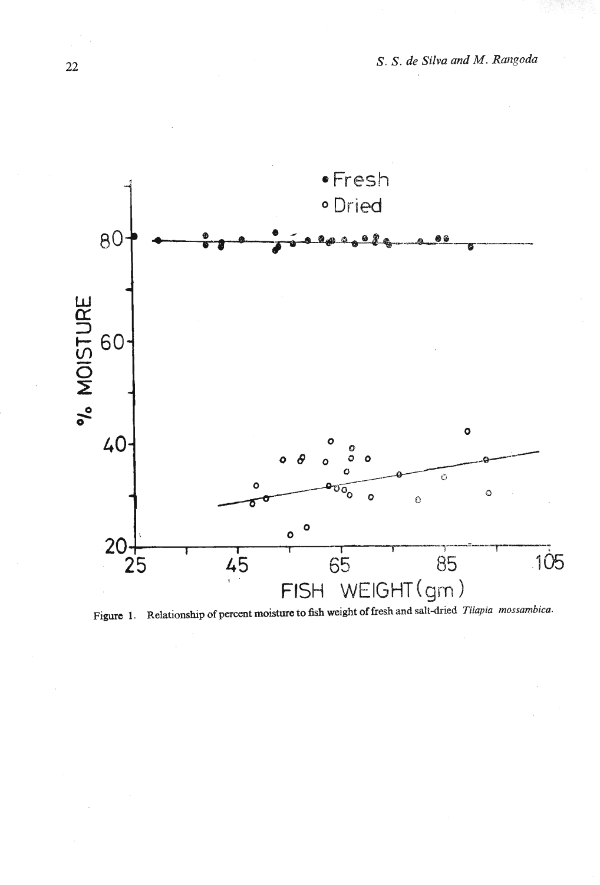Figure 1. Relationship of percent moisture to fish weight of fresh and salt-dried *Tilapia mossambica*.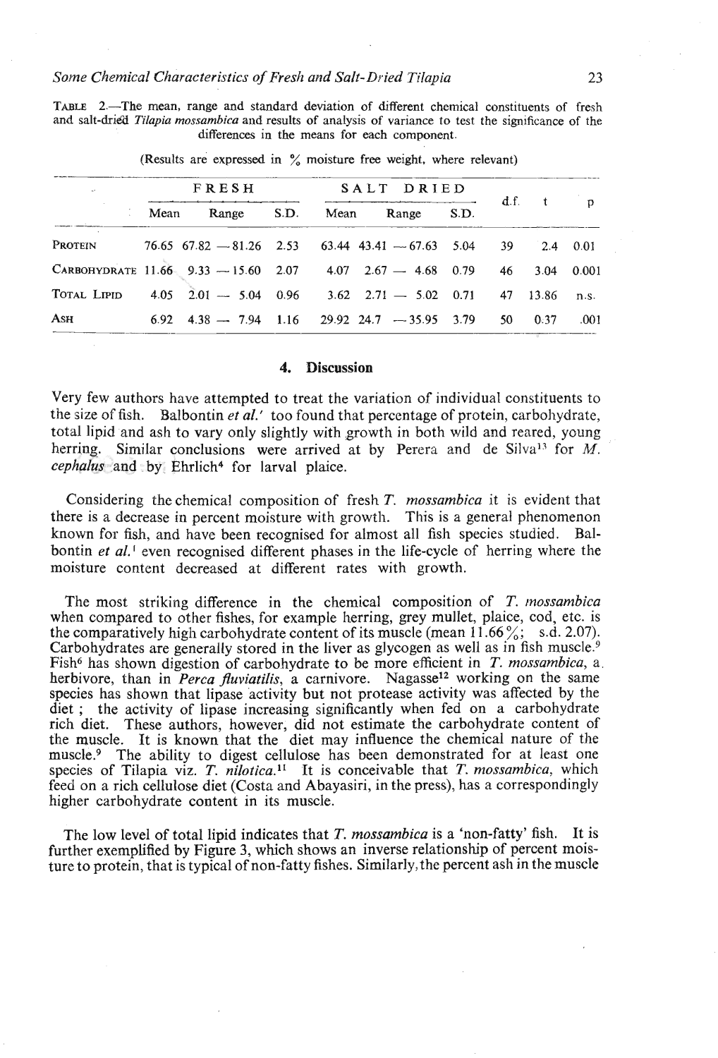TABLE 2.—The mean, range and standard deviation of different chemical constituents of fresh and salt-dried *Tilapia mossambica* and results of analysis of variance to test the significance of the differences in the means for each component.

(Results are expressed in % moisture free weight, where relevant)

| | FRESH | | | SALT DRIED | | | d.f. | t | p |
|---|---|---|---|---|---|---|---|---|---|
| | Mean | Range | S.D. | Mean | Range | S.D. | | | |
| PROTEIN | 76.65 | 67.82 — 81.26 | 2.53 | 63.44 | 43.41 — 67.63 | 5.04 | 39 | 2.4 | 0.01 |
| CARBOHYDRATE | 11.66 | 9.33 — 15.60 | 2.07 | 4.07 | 2.67 — 4.68 | 0.79 | 46 | 3.04 | 0.001 |
| TOTAL LIPID | 4.05 | 2.01 — 5.04 | 0.96 | 3.62 | 2.71 — 5.02 | 0.71 | 47 | 13.86 | n.s. |
| ASH | 6.92 | 4.38 — 7.94 | 1.16 | 29.92 | 24.7 — 35.95 | 3.79 | 50 | 0.37 | .001 |

## 4. Discussion

Very few authors have attempted to treat the variation of individual constituents to the size of fish. Balbontin *et al.*[1] too found that percentage of protein, carbohydrate, total lipid and ash to vary only slightly with growth in both wild and reared, young herring. Similar conclusions were arrived at by Perera and de Silva[13] for *M. cephalus* and by Ehrlich[4] for larval plaice.

Considering the chemical composition of fresh *T. mossambica* it is evident that there is a decrease in percent moisture with growth. This is a general phenomenon known for fish, and have been recognised for almost all fish species studied. Balbontin *et al.*[1] even recognised different phases in the life-cycle of herring where the moisture content decreased at different rates with growth.

The most striking difference in the chemical composition of *T. mossambica* when compared to other fishes, for example herring, grey mullet, plaice, cod, etc. is the comparatively high carbohydrate content of its muscle (mean 11.66%; s.d. 2.07). Carbohydrates are generally stored in the liver as glycogen as well as in fish muscle.[9] Fish[6] has shown digestion of carbohydrate to be more efficient in *T. mossambica*, a herbivore, than in *Perca fluviatilis*, a carnivore. Nagasse[12] working on the same species has shown that lipase activity but not protease activity was affected by the diet ; the activity of lipase increasing significantly when fed on a carbohydrate rich diet. These authors, however, did not estimate the carbohydrate content of the muscle. It is known that the diet may influence the chemical nature of the muscle.[9] The ability to digest cellulose has been demonstrated for at least one species of Tilapia viz. *T. nilotica.*[11] It is conceivable that *T. mossambica*, which feed on a rich cellulose diet (Costa and Abayasiri, in the press), has a correspondingly higher carbohydrate content in its muscle.

The low level of total lipid indicates that *T. mossambica* is a 'non-fatty' fish. It is further exemplified by Figure 3, which shows an inverse relationship of percent moisture to protein, that is typical of non-fatty fishes. Similarly, the percent ash in the muscle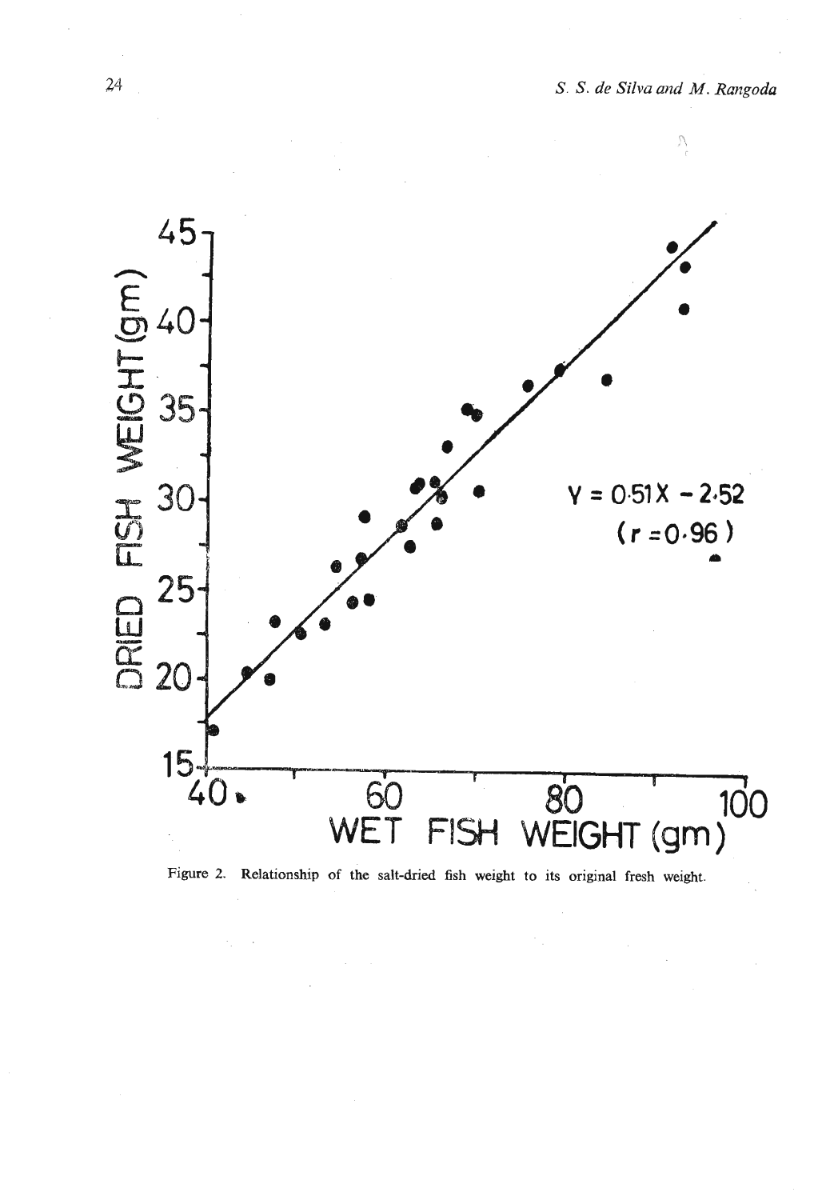Figure 2. Relationship of the salt-dried fish weight to its original fresh weight.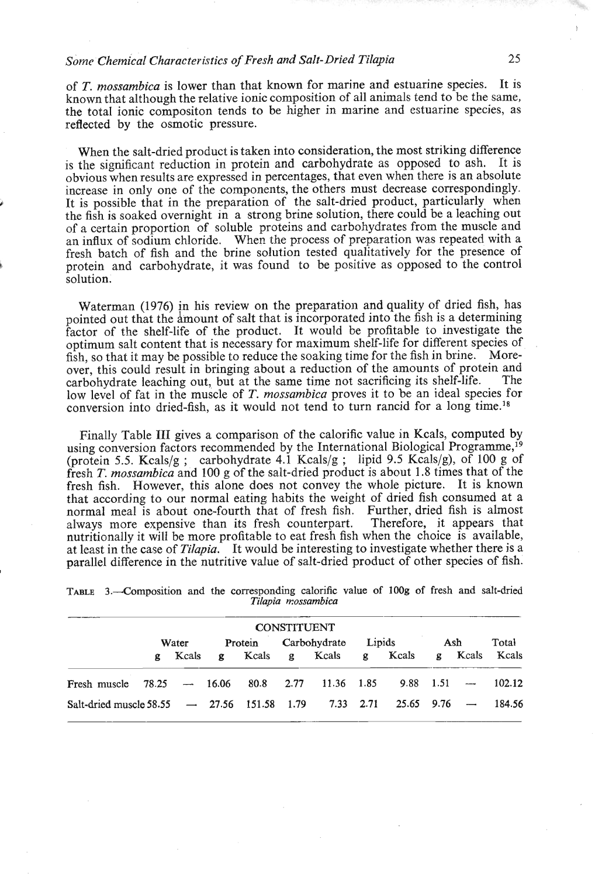of *T. mossambica* is lower than that known for marine and estuarine species. It is known that although the relative ionic composition of all animals tend to be the same, the total ionic compositon tends to be higher in marine and estuarine species, as reflected by the osmotic pressure.

When the salt-dried product is taken into consideration, the most striking difference is the significant reduction in protein and carbohydrate as opposed to ash. It is obvious when results are expressed in percentages, that even when there is an absolute increase in only one of the components, the others must decrease correspondingly. It is possible that in the preparation of the salt-dried product, particularly when the fish is soaked overnight in a strong brine solution, there could be a leaching out of a certain proportion of soluble proteins and carbohydrates from the muscle and an influx of sodium chloride. When the process of preparation was repeated with a fresh batch of fish and the brine solution tested qualitatively for the presence of protein and carbohydrate, it was found to be positive as opposed to the control solution.

Waterman (1976) in his review on the preparation and quality of dried fish, has pointed out that the amount of salt that is incorporated into the fish is a determining factor of the shelf-life of the product. It would be profitable to investigate the optimum salt content that is necessary for maximum shelf-life for different species of fish, so that it may be possible to reduce the soaking time for the fish in brine. Moreover, this could result in bringing about a reduction of the amounts of protein and carbohydrate leaching out, but at the same time not sacrificing its shelf-life. The low level of fat in the muscle of *T. mossambica* proves it to be an ideal species for conversion into dried-fish, as it would not tend to turn rancid for a long time.[18]

Finally Table III gives a comparison of the calorific value in Kcals, computed by using conversion factors recommended by the International Biological Programme,[19] (protein 5.5. Kcals/g ; carbohydrate 4.1 Kcals/g ; lipid 9.5 Kcals/g), of 100 g of fresh *T. mossambica* and 100 g of the salt-dried product is about 1.8 times that of the fresh fish. However, this alone does not convey the whole picture. It is known that according to our normal eating habits the weight of dried fish consumed at a normal meal is about one-fourth that of fresh fish. Further, dried fish is almost always more expensive than its fresh counterpart. Therefore, it appears that nutritionally it will be more profitable to eat fresh fish when the choice is available, at least in the case of *Tilapia*. It would be interesting to investigate whether there is a parallel difference in the nutritive value of salt-dried product of other species of fish.

TABLE 3.—Composition and the corresponding calorific value of 100g of fresh and salt-dried *Tilapia mossambica*

| | CONSTITUENT | | | | | | | | | | |
|---|---|---|---|---|---|---|---|---|---|---|---|
| | Water | | Protein | | Carbohydrate | | Lipids | | Ash | | Total |
| | g | Kcals | g | Kcals | g | Kcals | g | Kcals | g | Kcals | Kcals |
| Fresh muscle | 78.25 | — | 16.06 | 80.8 | 2.77 | 11.36 | 1.85 | 9.88 | 1.51 | — | 102.12 |
| Salt-dried muscle | 58.55 | — | 27.56 | 151.58 | 1.79 | 7.33 | 2.71 | 25.65 | 9.76 | — | 184.56 |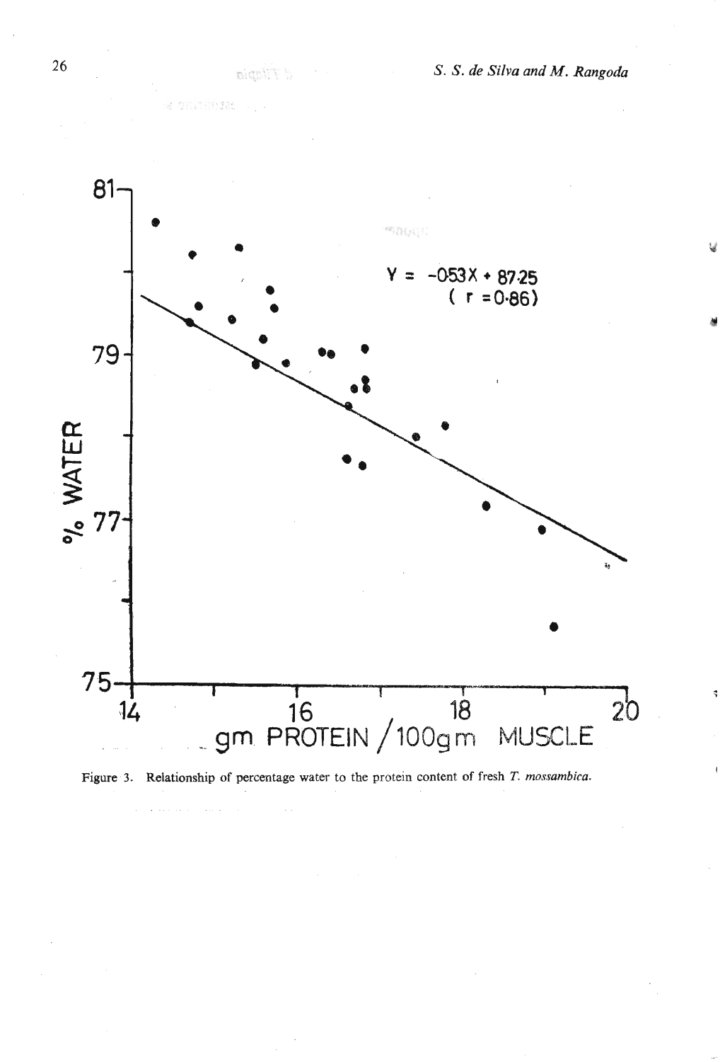Figure 3. Relationship of percentage water to the protein content of fresh *T. mossambica*.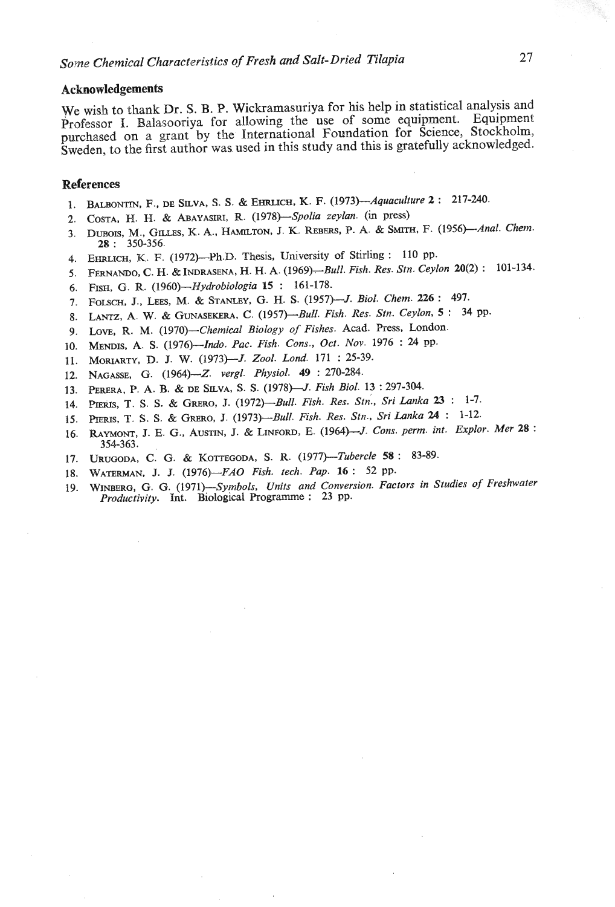## Acknowledgements

We wish to thank Dr. S. B. P. Wickramasuriya for his help in statistical analysis and Professor I. Balasooriya for allowing the use of some equipment. Equipment purchased on a grant by the International Foundation for Science, Stockholm, Sweden, to the first author was used in this study and this is gratefully acknowledged.

## References

1. Balbontin, F., de Silva, S. S. & Ehrlich, K. F. (1973)—*Aquaculture* **2** : 217-240.
2. Costa, H. H. & Abayasiri, R. (1978)—*Spolia zeylan.* (in press)
3. Dubois, M., Gilles, K. A., Hamilton, J. K. Rebers, P. A. & Smith, F. (1956)—*Anal. Chem.* **28** : 350-356.
4. Ehrlich, K. F. (1972)—Ph.D. Thesis, University of Stirling : 110 pp.
5. Fernando, C. H. & Indrasena, H. H. A. (1969)—*Bull. Fish. Res. Stn. Ceylon* **20**(2) : 101-134.
6. Fish, G. R. (1960)—*Hydrobiologia* **15** : 161-178.
7. Folsch, J., Lees, M. & Stanley, G. H. S. (1957)—*J. Biol. Chem.* **226** : 497.
8. Lantz, A. W. & Gunasekera, C. (1957)—*Bull. Fish. Res. Stn. Ceylon*, **5** : 34 pp.
9. Love, R. M. (1970)—*Chemical Biology of Fishes.* Acad. Press, London.
10. Mendis, A. S. (1976)—*Indo. Pac. Fish. Cons., Oct. Nov.* 1976 : 24 pp.
11. Moriarty, D. J. W. (1973)—*J. Zool. Lond.* 171 : 25-39.
12. Nagasse, G. (1964)—*Z. vergl. Physiol.* **49** : 270-284.
13. Perera, P. A. B. & de Silva, S. S. (1978)—*J. Fish Biol.* 13 : 297-304.
14. Pieris, T. S. S. & Grero, J. (1972)—*Bull. Fish. Res. Stn., Sri Lanka* **23** : 1-7.
15. Pieris, T. S. S. & Grero, J. (1973)—*Bull. Fish. Res. Stn., Sri Lanka* **24** : 1-12.
16. Raymont, J. E. G., Austin, J. & Linford, E. (1964)—*J. Cons. perm. int. Explor. Mer* **28** : 354-363.
17. Urugoda, C. G. & Kottegoda, S. R. (1977)—*Tubercle* **58** : 83-89.
18. Waterman, J. J. (1976)—*FAO Fish. tech. Pap.* **16** : 52 pp.
19. Winberg, G. G. (1971)—*Symbols, Units and Conversion. Factors in Studies of Freshwater Productivity.* Int. Biological Programme : 23 pp.